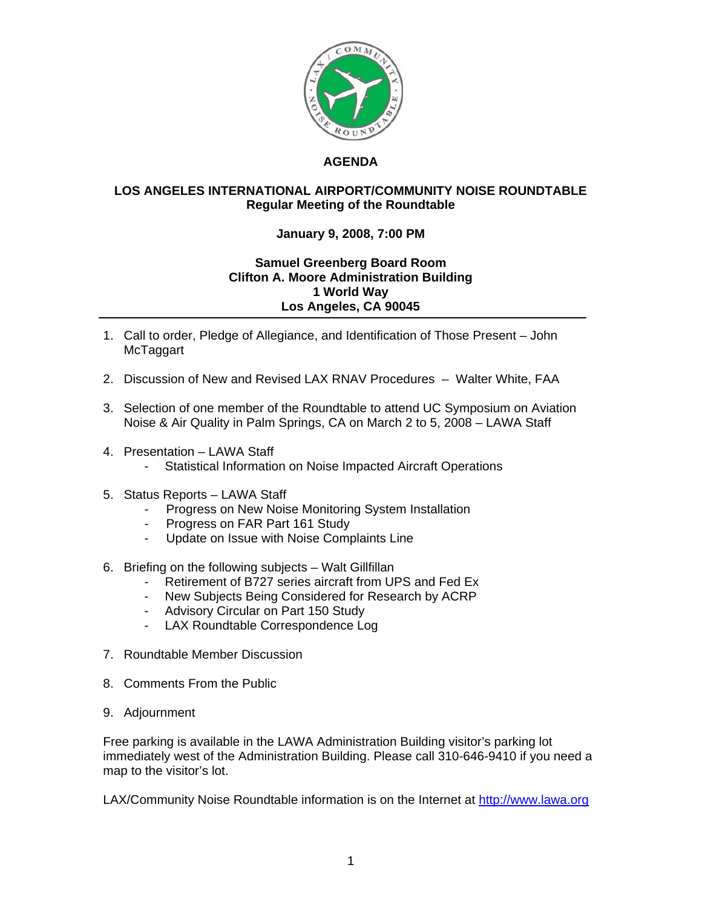# AGENDA

## LOS ANGELES INTERNATIONAL AIRPORT/COMMUNITY NOISE ROUNDTABLE
## Regular Meeting of the Roundtable

**January 9, 2008, 7:00 PM**

**Samuel Greenberg Board Room**
**Clifton A. Moore Administration Building**
**1 World Way**
**Los Angeles, CA 90045**

---

1. Call to order, Pledge of Allegiance, and Identification of Those Present – John McTaggart

2. Discussion of New and Revised LAX RNAV Procedures – Walter White, FAA

3. Selection of one member of the Roundtable to attend UC Symposium on Aviation Noise & Air Quality in Palm Springs, CA on March 2 to 5, 2008 – LAWA Staff

4. Presentation – LAWA Staff
   - Statistical Information on Noise Impacted Aircraft Operations

5. Status Reports – LAWA Staff
   - Progress on New Noise Monitoring System Installation
   - Progress on FAR Part 161 Study
   - Update on Issue with Noise Complaints Line

6. Briefing on the following subjects – Walt Gillfillan
   - Retirement of B727 series aircraft from UPS and Fed Ex
   - New Subjects Being Considered for Research by ACRP
   - Advisory Circular on Part 150 Study
   - LAX Roundtable Correspondence Log

7. Roundtable Member Discussion

8. Comments From the Public

9. Adjournment

Free parking is available in the LAWA Administration Building visitor's parking lot immediately west of the Administration Building. Please call 310-646-9410 if you need a map to the visitor's lot.

LAX/Community Noise Roundtable information is on the Internet at http://www.lawa.org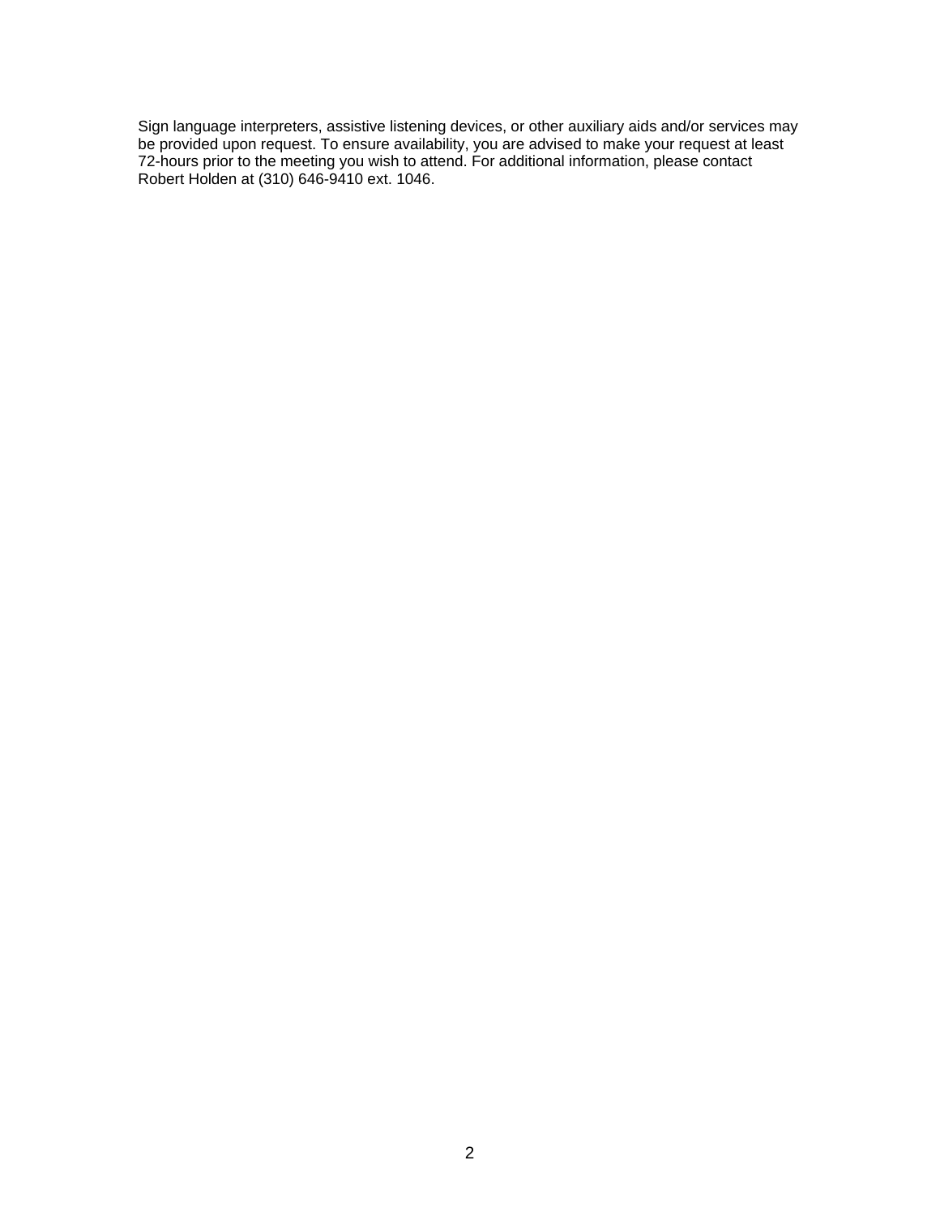Sign language interpreters, assistive listening devices, or other auxiliary aids and/or services may be provided upon request. To ensure availability, you are advised to make your request at least 72-hours prior to the meeting you wish to attend. For additional information, please contact Robert Holden at (310) 646-9410 ext. 1046.